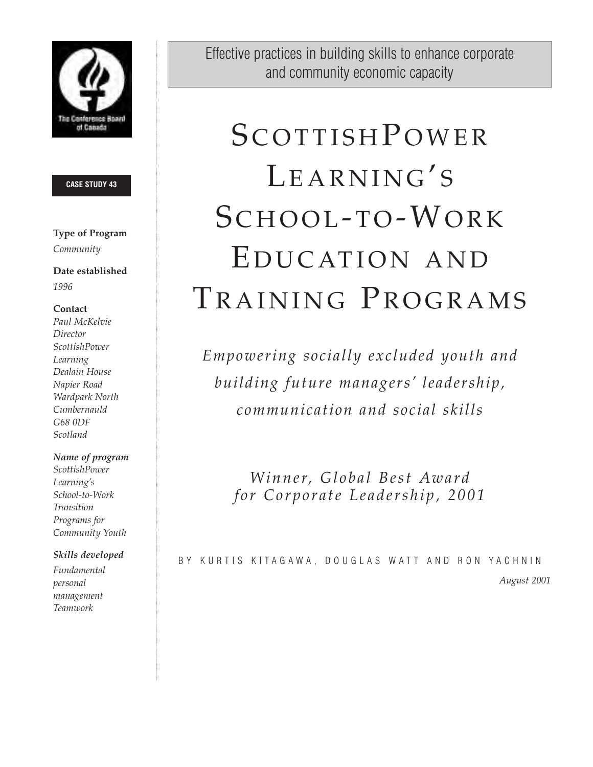The Conference Board of Canada

**CASE STUDY 43**

**Type of Program**
*Community*

**Date established**
*1996*

**Contact**
*Paul McKelvie*
*Director*
*ScottishPower Learning*
*Dealain House*
*Napier Road*
*Wardpark North*
*Cumbernauld*
*G68 0DF*
*Scotland*

***Name of program***
*ScottishPower Learning's School-to-Work Transition Programs for Community Youth*

***Skills developed***
*Fundamental*
*personal management*
*Teamwork*

Effective practices in building skills to enhance corporate and community economic capacity

# ScottishPower Learning's School-to-Work Education and Training Programs

*Empowering socially excluded youth and building future managers' leadership, communication and social skills*

*Winner, Global Best Award for Corporate Leadership, 2001*

BY KURTIS KITAGAWA, DOUGLAS WATT AND RON YACHNIN

*August 2001*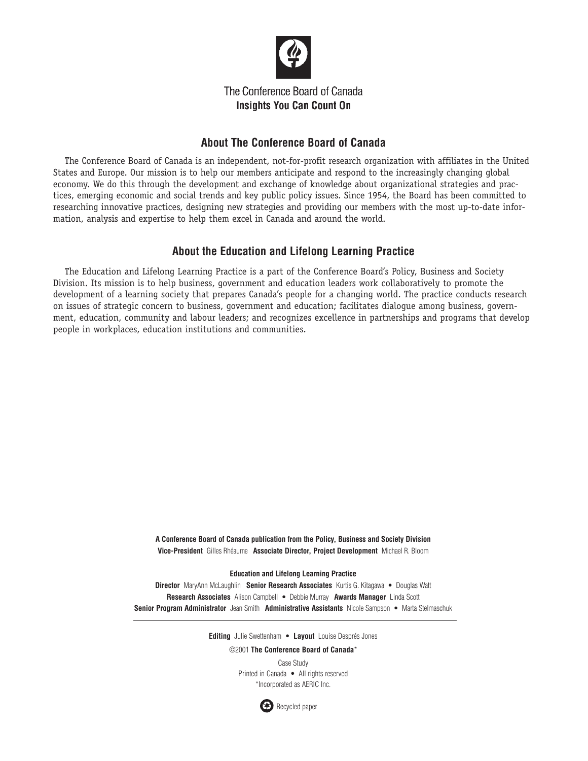The Conference Board of Canada
**Insights You Can Count On**

## About The Conference Board of Canada

The Conference Board of Canada is an independent, not-for-profit research organization with affiliates in the United States and Europe. Our mission is to help our members anticipate and respond to the increasingly changing global economy. We do this through the development and exchange of knowledge about organizational strategies and practices, emerging economic and social trends and key public policy issues. Since 1954, the Board has been committed to researching innovative practices, designing new strategies and providing our members with the most up-to-date information, analysis and expertise to help them excel in Canada and around the world.

## About the Education and Lifelong Learning Practice

The Education and Lifelong Learning Practice is a part of the Conference Board's Policy, Business and Society Division. Its mission is to help business, government and education leaders work collaboratively to promote the development of a learning society that prepares Canada's people for a changing world. The practice conducts research on issues of strategic concern to business, government and education; facilitates dialogue among business, government, education, community and labour leaders; and recognizes excellence in partnerships and programs that develop people in workplaces, education institutions and communities.

**A Conference Board of Canada publication from the Policy, Business and Society Division**
**Vice-President** Gilles Rhéaume **Associate Director, Project Development** Michael R. Bloom

**Education and Lifelong Learning Practice**
**Director** MaryAnn McLaughlin **Senior Research Associates** Kurtis G. Kitagawa • Douglas Watt
**Research Associates** Alison Campbell • Debbie Murray **Awards Manager** Linda Scott
**Senior Program Administrator** Jean Smith **Administrative Assistants** Nicole Sampson • Marta Stelmaschuk

---

**Editing** Julie Swettenham • **Layout** Louise Després Jones

©2001 **The Conference Board of Canada***

Case Study
Printed in Canada • All rights reserved
*Incorporated as AERIC Inc.

Recycled paper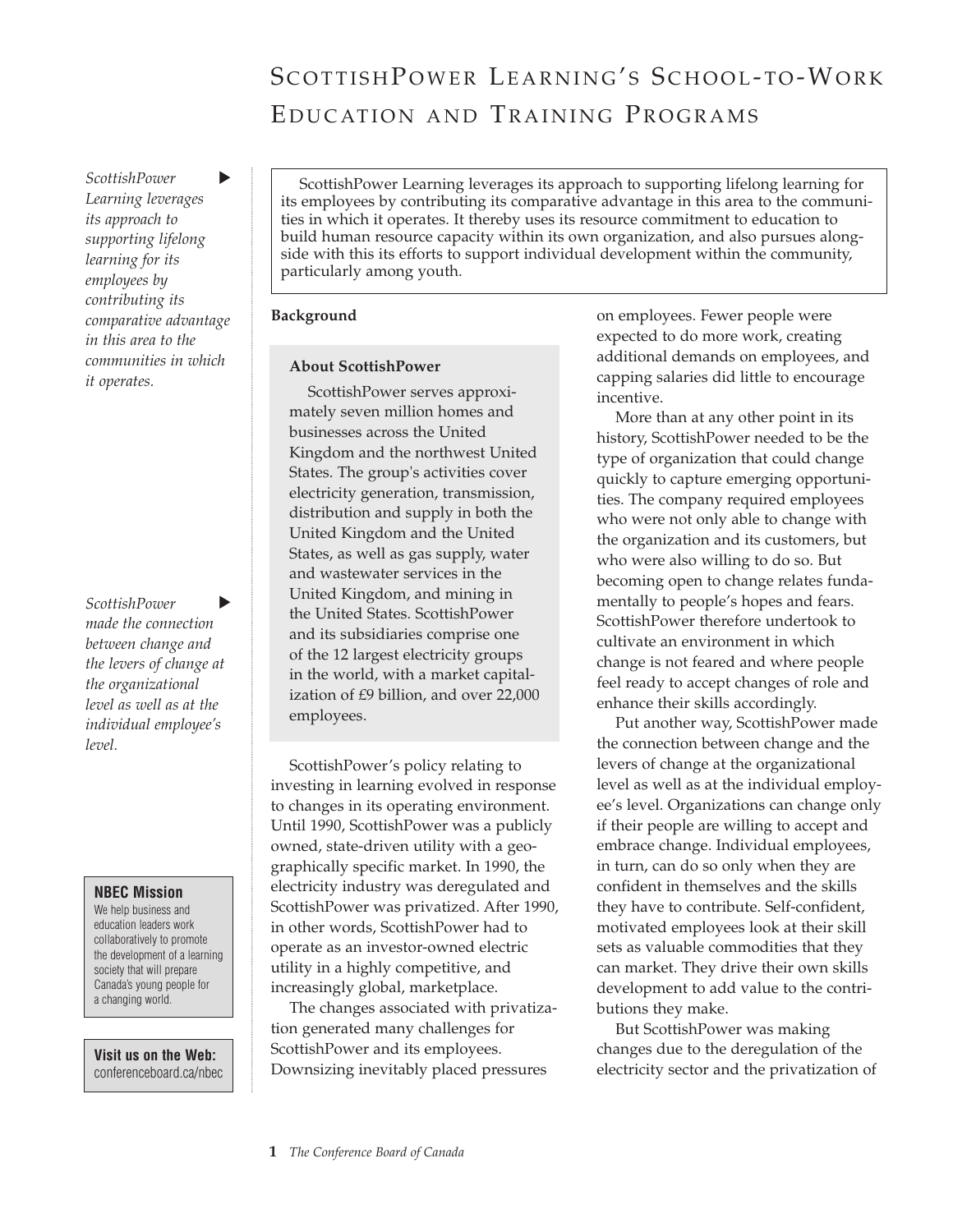# ScottishPower Learning's School-to-Work Education and Training Programs

*ScottishPower Learning leverages its approach to supporting lifelong learning for its employees by contributing its comparative advantage in this area to the communities in which it operates.*

ScottishPower Learning leverages its approach to supporting lifelong learning for its employees by contributing its comparative advantage in this area to the communities in which it operates. It thereby uses its resource commitment to education to build human resource capacity within its own organization, and also pursues alongside with this its efforts to support individual development within the community, particularly among youth.

**Background**

**About ScottishPower**

ScottishPower serves approximately seven million homes and businesses across the United Kingdom and the northwest United States. The group's activities cover electricity generation, transmission, distribution and supply in both the United Kingdom and the United States, as well as gas supply, water and wastewater services in the United Kingdom, and mining in the United States. ScottishPower and its subsidiaries comprise one of the 12 largest electricity groups in the world, with a market capitalization of £9 billion, and over 22,000 employees.

ScottishPower's policy relating to investing in learning evolved in response to changes in its operating environment. Until 1990, ScottishPower was a publicly owned, state-driven utility with a geographically specific market. In 1990, the electricity industry was deregulated and ScottishPower was privatized. After 1990, in other words, ScottishPower had to operate as an investor-owned electric utility in a highly competitive, and increasingly global, marketplace.

The changes associated with privatization generated many challenges for ScottishPower and its employees. Downsizing inevitably placed pressures on employees. Fewer people were expected to do more work, creating additional demands on employees, and capping salaries did little to encourage incentive.

More than at any other point in its history, ScottishPower needed to be the type of organization that could change quickly to capture emerging opportunities. The company required employees who were not only able to change with the organization and its customers, but who were also willing to do so. But becoming open to change relates fundamentally to people's hopes and fears. ScottishPower therefore undertook to cultivate an environment in which change is not feared and where people feel ready to accept changes of role and enhance their skills accordingly.

*ScottishPower made the connection between change and the levers of change at the organizational level as well as at the individual employee's level.*

Put another way, ScottishPower made the connection between change and the levers of change at the organizational level as well as at the individual employee's level. Organizations can change only if their people are willing to accept and embrace change. Individual employees, in turn, can do so only when they are confident in themselves and the skills they have to contribute. Self-confident, motivated employees look at their skill sets as valuable commodities that they can market. They drive their own skills development to add value to the contributions they make.

But ScottishPower was making changes due to the deregulation of the electricity sector and the privatization of

**NBEC Mission**
We help business and education leaders work collaboratively to promote the development of a learning society that will prepare Canada's young people for a changing world.

**Visit us on the Web:** conferenceboard.ca/nbec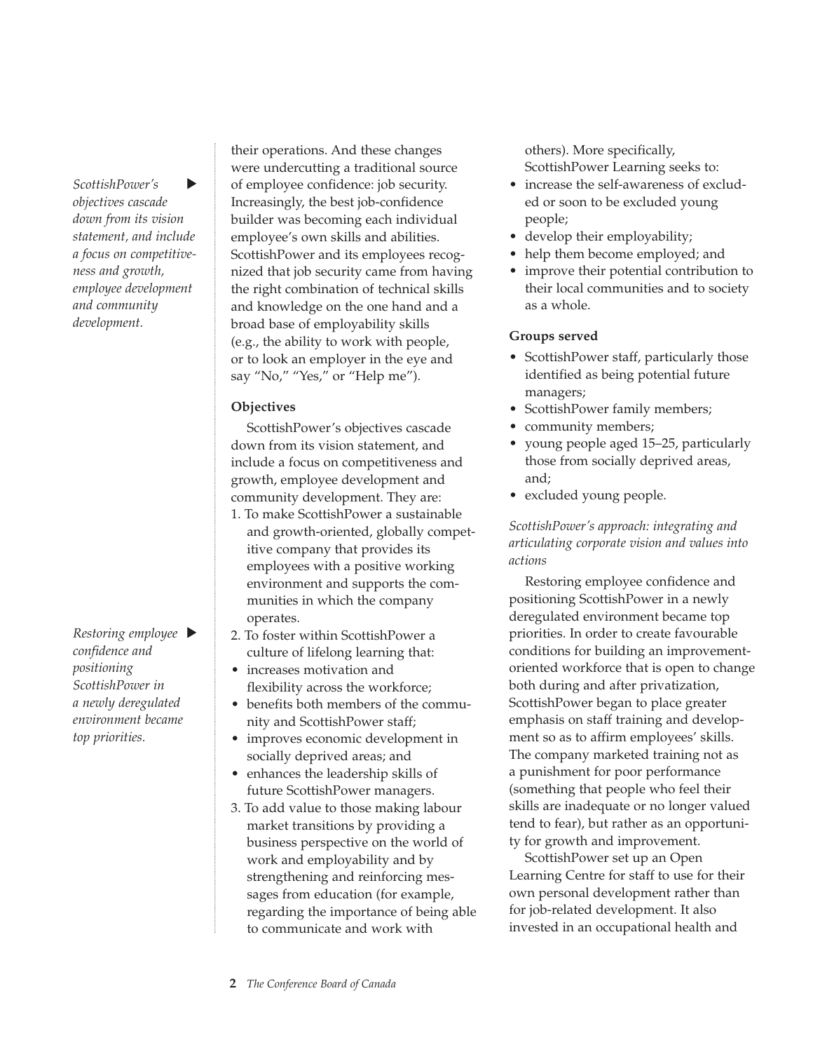*ScottishPower's objectives cascade down from its vision statement, and include a focus on competitiveness and growth, employee development and community development.*

*Restoring employee confidence and positioning ScottishPower in a newly deregulated environment became top priorities.*

their operations. And these changes were undercutting a traditional source of employee confidence: job security. Increasingly, the best job-confidence builder was becoming each individual employee's own skills and abilities. ScottishPower and its employees recognized that job security came from having the right combination of technical skills and knowledge on the one hand and a broad base of employability skills (e.g., the ability to work with people, or to look an employer in the eye and say "No," "Yes," or "Help me").

**Objectives**

ScottishPower's objectives cascade down from its vision statement, and include a focus on competitiveness and growth, employee development and community development. They are:

1. To make ScottishPower a sustainable and growth-oriented, globally competitive company that provides its employees with a positive working environment and supports the communities in which the company operates.
2. To foster within ScottishPower a culture of lifelong learning that:
   - increases motivation and flexibility across the workforce;
   - benefits both members of the community and ScottishPower staff;
   - improves economic development in socially deprived areas; and
   - enhances the leadership skills of future ScottishPower managers.
3. To add value to those making labour market transitions by providing a business perspective on the world of work and employability and by strengthening and reinforcing messages from education (for example, regarding the importance of being able to communicate and work with others). More specifically, ScottishPower Learning seeks to:
   - increase the self-awareness of excluded or soon to be excluded young people;
   - develop their employability;
   - help them become employed; and
   - improve their potential contribution to their local communities and to society as a whole.

**Groups served**

- ScottishPower staff, particularly those identified as being potential future managers;
- ScottishPower family members;
- community members;
- young people aged 15–25, particularly those from socially deprived areas, and;
- excluded young people.

*ScottishPower's approach: integrating and articulating corporate vision and values into actions*

Restoring employee confidence and positioning ScottishPower in a newly deregulated environment became top priorities. In order to create favourable conditions for building an improvement-oriented workforce that is open to change both during and after privatization, ScottishPower began to place greater emphasis on staff training and development so as to affirm employees' skills. The company marketed training not as a punishment for poor performance (something that people who feel their skills are inadequate or no longer valued tend to fear), but rather as an opportunity for growth and improvement.

ScottishPower set up an Open Learning Centre for staff to use for their own personal development rather than for job-related development. It also invested in an occupational health and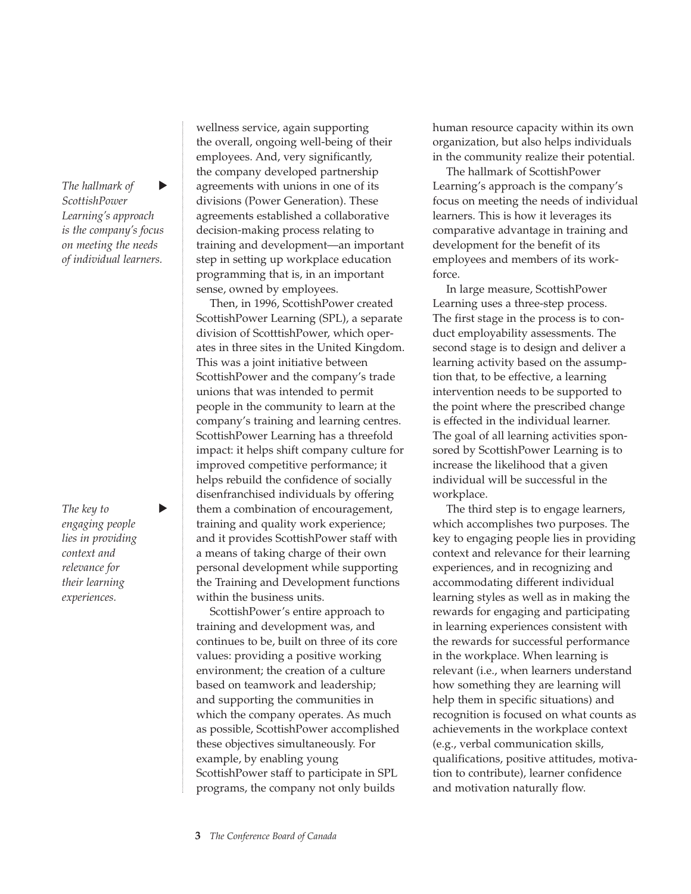wellness service, again supporting the overall, ongoing well-being of their employees. And, very significantly, the company developed partnership agreements with unions in one of its divisions (Power Generation). These agreements established a collaborative decision-making process relating to training and development—an important step in setting up workplace education programming that is, in an important sense, owned by employees.

*The hallmark of ScottishPower Learning's approach is the company's focus on meeting the needs of individual learners.*

Then, in 1996, ScottishPower created ScottishPower Learning (SPL), a separate division of ScotttishPower, which operates in three sites in the United Kingdom. This was a joint initiative between ScottishPower and the company's trade unions that was intended to permit people in the community to learn at the company's training and learning centres. ScottishPower Learning has a threefold impact: it helps shift company culture for improved competitive performance; it helps rebuild the confidence of socially disenfranchised individuals by offering them a combination of encouragement, training and quality work experience; and it provides ScottishPower staff with a means of taking charge of their own personal development while supporting the Training and Development functions within the business units.

*The key to engaging people lies in providing context and relevance for their learning experiences.*

ScottishPower's entire approach to training and development was, and continues to be, built on three of its core values: providing a positive working environment; the creation of a culture based on teamwork and leadership; and supporting the communities in which the company operates. As much as possible, ScottishPower accomplished these objectives simultaneously. For example, by enabling young ScottishPower staff to participate in SPL programs, the company not only builds human resource capacity within its own organization, but also helps individuals in the community realize their potential.

The hallmark of ScottishPower Learning's approach is the company's focus on meeting the needs of individual learners. This is how it leverages its comparative advantage in training and development for the benefit of its employees and members of its workforce.

In large measure, ScottishPower Learning uses a three-step process. The first stage in the process is to conduct employability assessments. The second stage is to design and deliver a learning activity based on the assumption that, to be effective, a learning intervention needs to be supported to the point where the prescribed change is effected in the individual learner. The goal of all learning activities sponsored by ScottishPower Learning is to increase the likelihood that a given individual will be successful in the workplace.

The third step is to engage learners, which accomplishes two purposes. The key to engaging people lies in providing context and relevance for their learning experiences, and in recognizing and accommodating different individual learning styles as well as in making the rewards for engaging and participating in learning experiences consistent with the rewards for successful performance in the workplace. When learning is relevant (i.e., when learners understand how something they are learning will help them in specific situations) and recognition is focused on what counts as achievements in the workplace context (e.g., verbal communication skills, qualifications, positive attitudes, motivation to contribute), learner confidence and motivation naturally flow.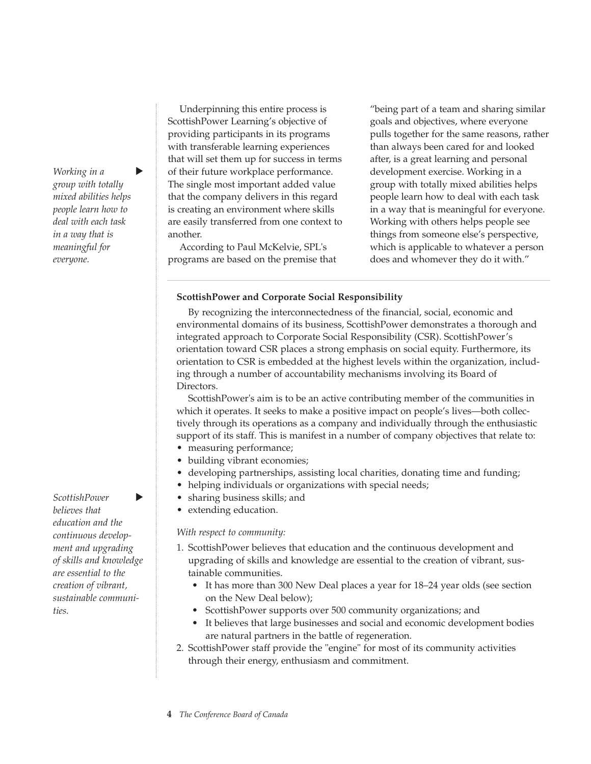*Working in a group with totally mixed abilities helps people learn how to deal with each task in a way that is meaningful for everyone.*

Underpinning this entire process is ScottishPower Learning's objective of providing participants in its programs with transferable learning experiences that will set them up for success in terms of their future workplace performance. The single most important added value that the company delivers in this regard is creating an environment where skills are easily transferred from one context to another.

According to Paul McKelvie, SPL's programs are based on the premise that "being part of a team and sharing similar goals and objectives, where everyone pulls together for the same reasons, rather than always been cared for and looked after, is a great learning and personal development exercise. Working in a group with totally mixed abilities helps people learn how to deal with each task in a way that is meaningful for everyone. Working with others helps people see things from someone else's perspective, which is applicable to whatever a person does and whomever they do it with."

**ScottishPower and Corporate Social Responsibility**

By recognizing the interconnectedness of the financial, social, economic and environmental domains of its business, ScottishPower demonstrates a thorough and integrated approach to Corporate Social Responsibility (CSR). ScottishPower's orientation toward CSR places a strong emphasis on social equity. Furthermore, its orientation to CSR is embedded at the highest levels within the organization, including through a number of accountability mechanisms involving its Board of Directors.

ScottishPower's aim is to be an active contributing member of the communities in which it operates. It seeks to make a positive impact on people's lives—both collectively through its operations as a company and individually through the enthusiastic support of its staff. This is manifest in a number of company objectives that relate to:

- measuring performance;
- building vibrant economies;
- developing partnerships, assisting local charities, donating time and funding;
- helping individuals or organizations with special needs;
- sharing business skills; and
- extending education.

*ScottishPower believes that education and the continuous development and upgrading of skills and knowledge are essential to the creation of vibrant, sustainable communities.*

*With respect to community:*

1. ScottishPower believes that education and the continuous development and upgrading of skills and knowledge are essential to the creation of vibrant, sustainable communities.
   - It has more than 300 New Deal places a year for 18–24 year olds (see section on the New Deal below);
   - ScottishPower supports over 500 community organizations; and
   - It believes that large businesses and social and economic development bodies are natural partners in the battle of regeneration.
2. ScottishPower staff provide the "engine" for most of its community activities through their energy, enthusiasm and commitment.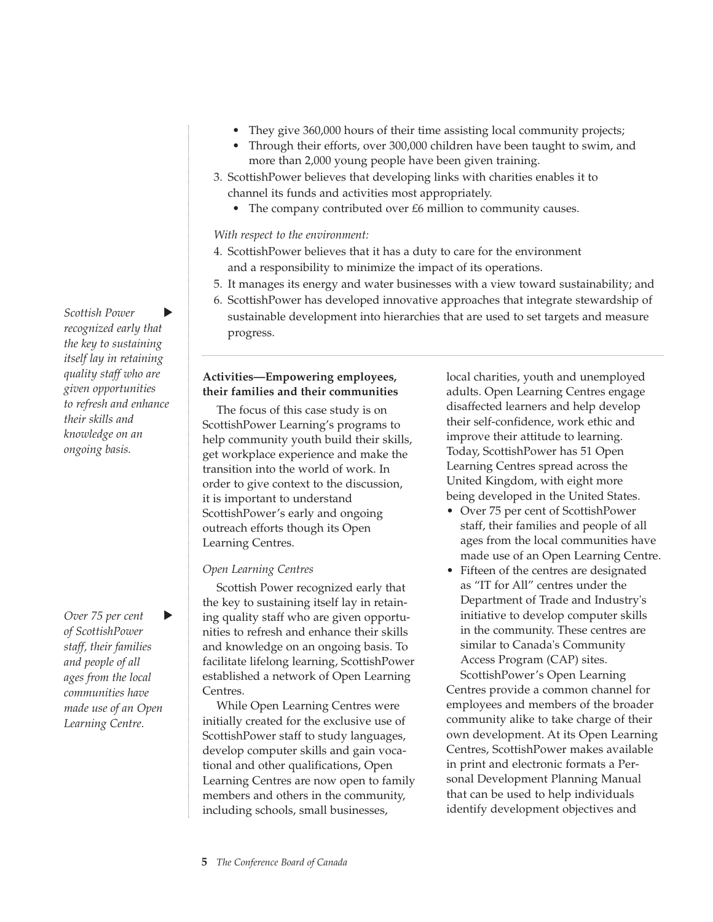- They give 360,000 hours of their time assisting local community projects;
- Through their efforts, over 300,000 children have been taught to swim, and more than 2,000 young people have been given training.

3. ScottishPower believes that developing links with charities enables it to channel its funds and activities most appropriately.
   - The company contributed over £6 million to community causes.

*With respect to the environment:*

4. ScottishPower believes that it has a duty to care for the environment and a responsibility to minimize the impact of its operations.
5. It manages its energy and water businesses with a view toward sustainability; and
6. ScottishPower has developed innovative approaches that integrate stewardship of sustainable development into hierarchies that are used to set targets and measure progress.

*Scottish Power recognized early that the key to sustaining itself lay in retaining quality staff who are given opportunities to refresh and enhance their skills and knowledge on an ongoing basis.*

**Activities—Empowering employees, their families and their communities**

The focus of this case study is on ScottishPower Learning's programs to help community youth build their skills, get workplace experience and make the transition into the world of work. In order to give context to the discussion, it is important to understand ScottishPower's early and ongoing outreach efforts though its Open Learning Centres.

*Open Learning Centres*

Scottish Power recognized early that the key to sustaining itself lay in retaining quality staff who are given opportunities to refresh and enhance their skills and knowledge on an ongoing basis. To facilitate lifelong learning, ScottishPower established a network of Open Learning Centres.

*Over 75 per cent of ScottishPower staff, their families and people of all ages from the local communities have made use of an Open Learning Centre.*

While Open Learning Centres were initially created for the exclusive use of ScottishPower staff to study languages, develop computer skills and gain vocational and other qualifications, Open Learning Centres are now open to family members and others in the community, including schools, small businesses, local charities, youth and unemployed adults. Open Learning Centres engage disaffected learners and help develop their self-confidence, work ethic and improve their attitude to learning. Today, ScottishPower has 51 Open Learning Centres spread across the United Kingdom, with eight more being developed in the United States.

- Over 75 per cent of ScottishPower staff, their families and people of all ages from the local communities have made use of an Open Learning Centre.
- Fifteen of the centres are designated as "IT for All" centres under the Department of Trade and Industry's initiative to develop computer skills in the community. These centres are similar to Canada's Community Access Program (CAP) sites.

ScottishPower's Open Learning Centres provide a common channel for employees and members of the broader community alike to take charge of their own development. At its Open Learning Centres, ScottishPower makes available in print and electronic formats a Personal Development Planning Manual that can be used to help individuals identify development objectives and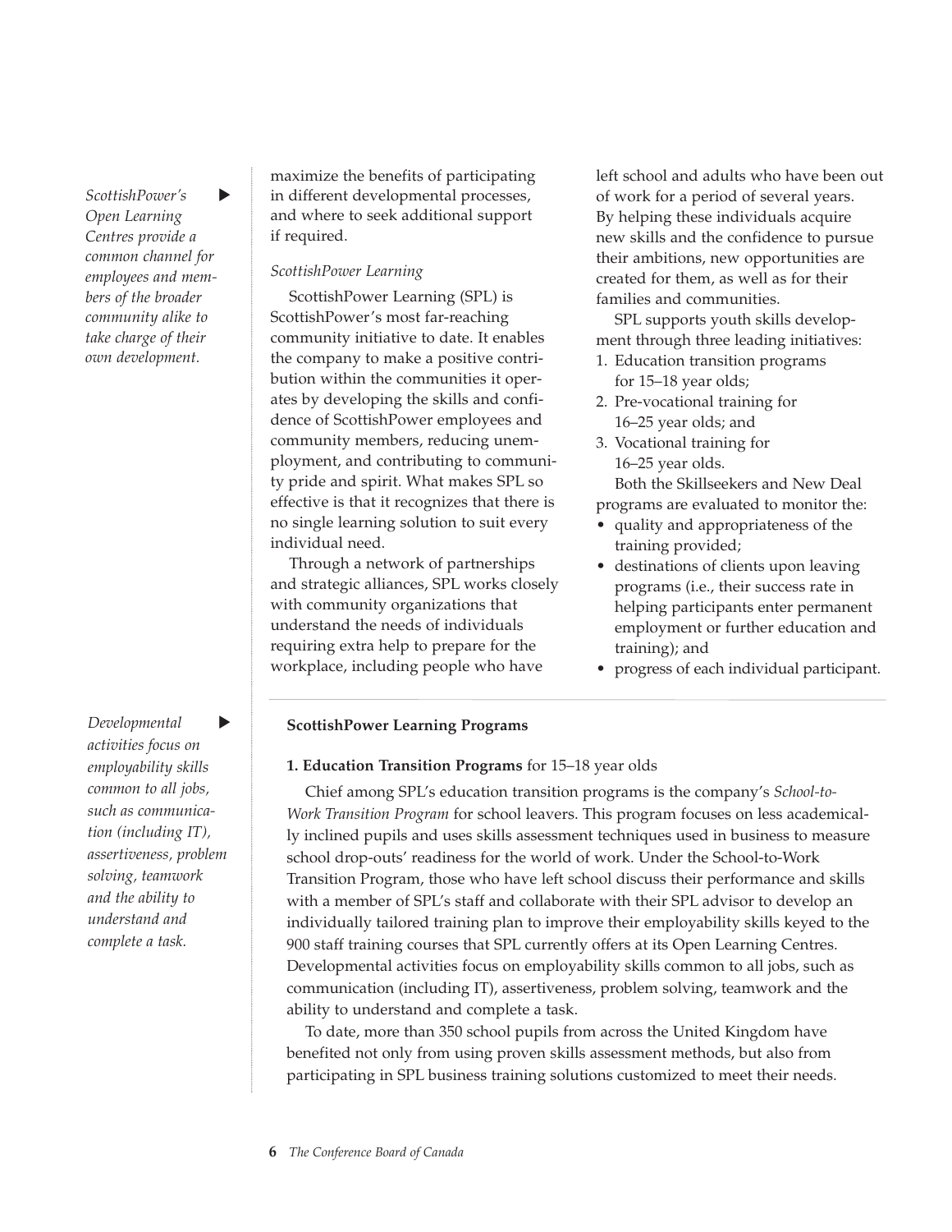*ScottishPower's Open Learning Centres provide a common channel for employees and members of the broader community alike to take charge of their own development.*

maximize the benefits of participating in different developmental processes, and where to seek additional support if required.

*ScottishPower Learning*

ScottishPower Learning (SPL) is ScottishPower's most far-reaching community initiative to date. It enables the company to make a positive contribution within the communities it operates by developing the skills and confidence of ScottishPower employees and community members, reducing unemployment, and contributing to community pride and spirit. What makes SPL so effective is that it recognizes that there is no single learning solution to suit every individual need.

Through a network of partnerships and strategic alliances, SPL works closely with community organizations that understand the needs of individuals requiring extra help to prepare for the workplace, including people who have left school and adults who have been out of work for a period of several years. By helping these individuals acquire new skills and the confidence to pursue their ambitions, new opportunities are created for them, as well as for their families and communities.

SPL supports youth skills development through three leading initiatives:

1. Education transition programs for 15–18 year olds;
2. Pre-vocational training for 16–25 year olds; and
3. Vocational training for 16–25 year olds.

Both the Skillseekers and New Deal programs are evaluated to monitor the:

- quality and appropriateness of the training provided;
- destinations of clients upon leaving programs (i.e., their success rate in helping participants enter permanent employment or further education and training); and
- progress of each individual participant.

*Developmental activities focus on employability skills common to all jobs, such as communication (including IT), assertiveness, problem solving, teamwork and the ability to understand and complete a task.*

**ScottishPower Learning Programs**

**1. Education Transition Programs** for 15–18 year olds

Chief among SPL's education transition programs is the company's *School-to-Work Transition Program* for school leavers. This program focuses on less academically inclined pupils and uses skills assessment techniques used in business to measure school drop-outs' readiness for the world of work. Under the School-to-Work Transition Program, those who have left school discuss their performance and skills with a member of SPL's staff and collaborate with their SPL advisor to develop an individually tailored training plan to improve their employability skills keyed to the 900 staff training courses that SPL currently offers at its Open Learning Centres. Developmental activities focus on employability skills common to all jobs, such as communication (including IT), assertiveness, problem solving, teamwork and the ability to understand and complete a task.

To date, more than 350 school pupils from across the United Kingdom have benefited not only from using proven skills assessment methods, but also from participating in SPL business training solutions customized to meet their needs.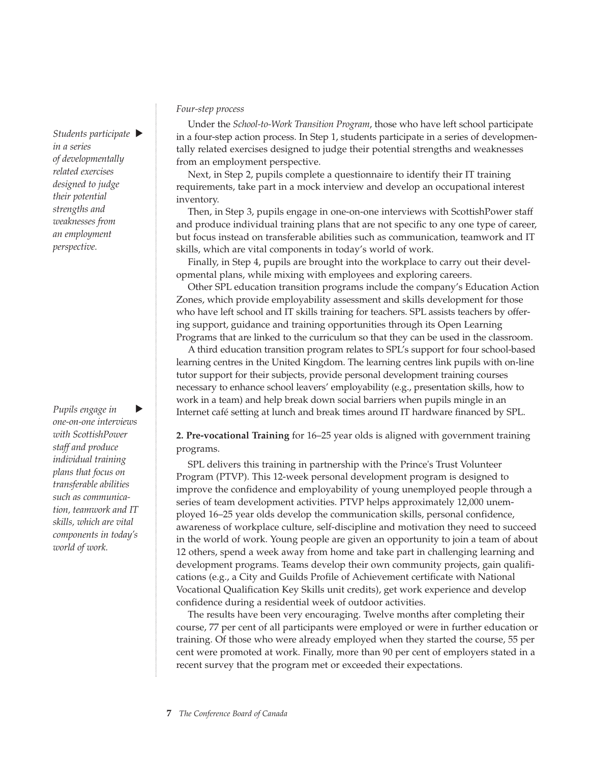*Four-step process*

Under the *School-to-Work Transition Program*, those who have left school participate in a four-step action process. In Step 1, students participate in a series of developmentally related exercises designed to judge their potential strengths and weaknesses from an employment perspective.

*Students participate in a series of developmentally related exercises designed to judge their potential strengths and weaknesses from an employment perspective.*

Next, in Step 2, pupils complete a questionnaire to identify their IT training requirements, take part in a mock interview and develop an occupational interest inventory.

Then, in Step 3, pupils engage in one-on-one interviews with ScottishPower staff and produce individual training plans that are not specific to any one type of career, but focus instead on transferable abilities such as communication, teamwork and IT skills, which are vital components in today's world of work.

Finally, in Step 4, pupils are brought into the workplace to carry out their developmental plans, while mixing with employees and exploring careers.

Other SPL education transition programs include the company's Education Action Zones, which provide employability assessment and skills development for those who have left school and IT skills training for teachers. SPL assists teachers by offering support, guidance and training opportunities through its Open Learning Programs that are linked to the curriculum so that they can be used in the classroom.

A third education transition program relates to SPL's support for four school-based learning centres in the United Kingdom. The learning centres link pupils with on-line tutor support for their subjects, provide personal development training courses necessary to enhance school leavers' employability (e.g., presentation skills, how to work in a team) and help break down social barriers when pupils mingle in an Internet café setting at lunch and break times around IT hardware financed by SPL.

*Pupils engage in one-on-one interviews with ScottishPower staff and produce individual training plans that focus on transferable abilities such as communication, teamwork and IT skills, which are vital components in today's world of work.*

**2. Pre-vocational Training** for 16–25 year olds is aligned with government training programs.

SPL delivers this training in partnership with the Prince's Trust Volunteer Program (PTVP). This 12-week personal development program is designed to improve the confidence and employability of young unemployed people through a series of team development activities. PTVP helps approximately 12,000 unemployed 16–25 year olds develop the communication skills, personal confidence, awareness of workplace culture, self-discipline and motivation they need to succeed in the world of work. Young people are given an opportunity to join a team of about 12 others, spend a week away from home and take part in challenging learning and development programs. Teams develop their own community projects, gain qualifications (e.g., a City and Guilds Profile of Achievement certificate with National Vocational Qualification Key Skills unit credits), get work experience and develop confidence during a residential week of outdoor activities.

The results have been very encouraging. Twelve months after completing their course, 77 per cent of all participants were employed or were in further education or training. Of those who were already employed when they started the course, 55 per cent were promoted at work. Finally, more than 90 per cent of employers stated in a recent survey that the program met or exceeded their expectations.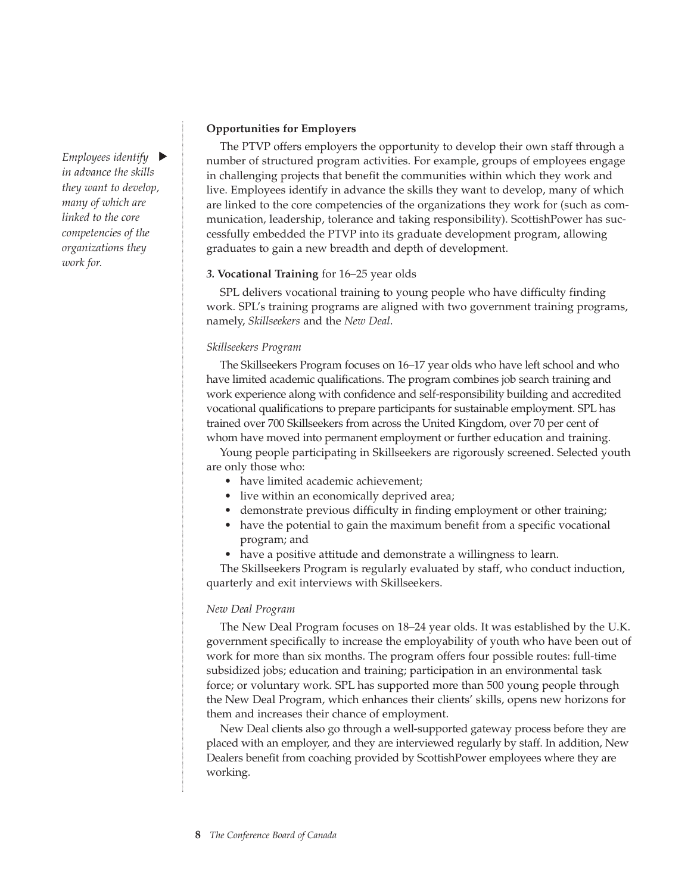*Employees identify in advance the skills they want to develop, many of which are linked to the core competencies of the organizations they work for.*

**Opportunities for Employers**

The PTVP offers employers the opportunity to develop their own staff through a number of structured program activities. For example, groups of employees engage in challenging projects that benefit the communities within which they work and live. Employees identify in advance the skills they want to develop, many of which are linked to the core competencies of the organizations they work for (such as communication, leadership, tolerance and taking responsibility). ScottishPower has successfully embedded the PTVP into its graduate development program, allowing graduates to gain a new breadth and depth of development.

**3. Vocational Training** for 16–25 year olds

SPL delivers vocational training to young people who have difficulty finding work. SPL's training programs are aligned with two government training programs, namely, *Skillseekers* and the *New Deal*.

*Skillseekers Program*

The Skillseekers Program focuses on 16–17 year olds who have left school and who have limited academic qualifications. The program combines job search training and work experience along with confidence and self-responsibility building and accredited vocational qualifications to prepare participants for sustainable employment. SPL has trained over 700 Skillseekers from across the United Kingdom, over 70 per cent of whom have moved into permanent employment or further education and training.

Young people participating in Skillseekers are rigorously screened. Selected youth are only those who:

- have limited academic achievement;
- live within an economically deprived area;
- demonstrate previous difficulty in finding employment or other training;
- have the potential to gain the maximum benefit from a specific vocational program; and
- have a positive attitude and demonstrate a willingness to learn.

The Skillseekers Program is regularly evaluated by staff, who conduct induction, quarterly and exit interviews with Skillseekers.

*New Deal Program*

The New Deal Program focuses on 18–24 year olds. It was established by the U.K. government specifically to increase the employability of youth who have been out of work for more than six months. The program offers four possible routes: full-time subsidized jobs; education and training; participation in an environmental task force; or voluntary work. SPL has supported more than 500 young people through the New Deal Program, which enhances their clients' skills, opens new horizons for them and increases their chance of employment.

New Deal clients also go through a well-supported gateway process before they are placed with an employer, and they are interviewed regularly by staff. In addition, New Dealers benefit from coaching provided by ScottishPower employees where they are working.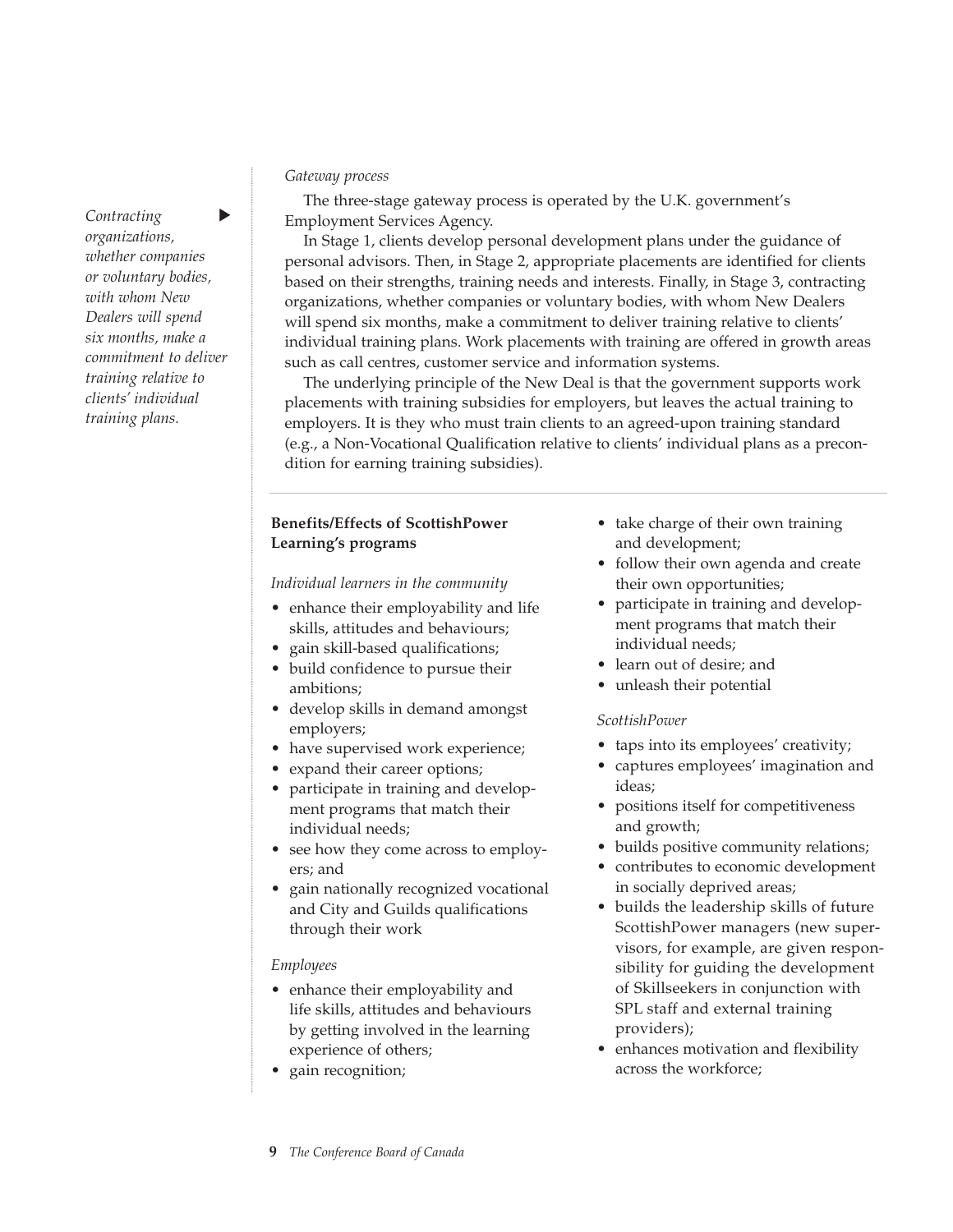*Gateway process*

The three-stage gateway process is operated by the U.K. government's Employment Services Agency.

*Contracting organizations, whether companies or voluntary bodies, with whom New Dealers will spend six months, make a commitment to deliver training relative to clients' individual training plans.*

In Stage 1, clients develop personal development plans under the guidance of personal advisors. Then, in Stage 2, appropriate placements are identified for clients based on their strengths, training needs and interests. Finally, in Stage 3, contracting organizations, whether companies or voluntary bodies, with whom New Dealers will spend six months, make a commitment to deliver training relative to clients' individual training plans. Work placements with training are offered in growth areas such as call centres, customer service and information systems.

The underlying principle of the New Deal is that the government supports work placements with training subsidies for employers, but leaves the actual training to employers. It is they who must train clients to an agreed-upon training standard (e.g., a Non-Vocational Qualification relative to clients' individual plans as a precondition for earning training subsidies).

**Benefits/Effects of ScottishPower Learning's programs**

*Individual learners in the community*

- enhance their employability and life skills, attitudes and behaviours;
- gain skill-based qualifications;
- build confidence to pursue their ambitions;
- develop skills in demand amongst employers;
- have supervised work experience;
- expand their career options;
- participate in training and development programs that match their individual needs;
- see how they come across to employers; and
- gain nationally recognized vocational and City and Guilds qualifications through their work

*Employees*

- enhance their employability and life skills, attitudes and behaviours by getting involved in the learning experience of others;
- gain recognition;
- take charge of their own training and development;
- follow their own agenda and create their own opportunities;
- participate in training and development programs that match their individual needs;
- learn out of desire; and
- unleash their potential

*ScottishPower*

- taps into its employees' creativity;
- captures employees' imagination and ideas;
- positions itself for competitiveness and growth;
- builds positive community relations;
- contributes to economic development in socially deprived areas;
- builds the leadership skills of future ScottishPower managers (new supervisors, for example, are given responsibility for guiding the development of Skillseekers in conjunction with SPL staff and external training providers);
- enhances motivation and flexibility across the workforce;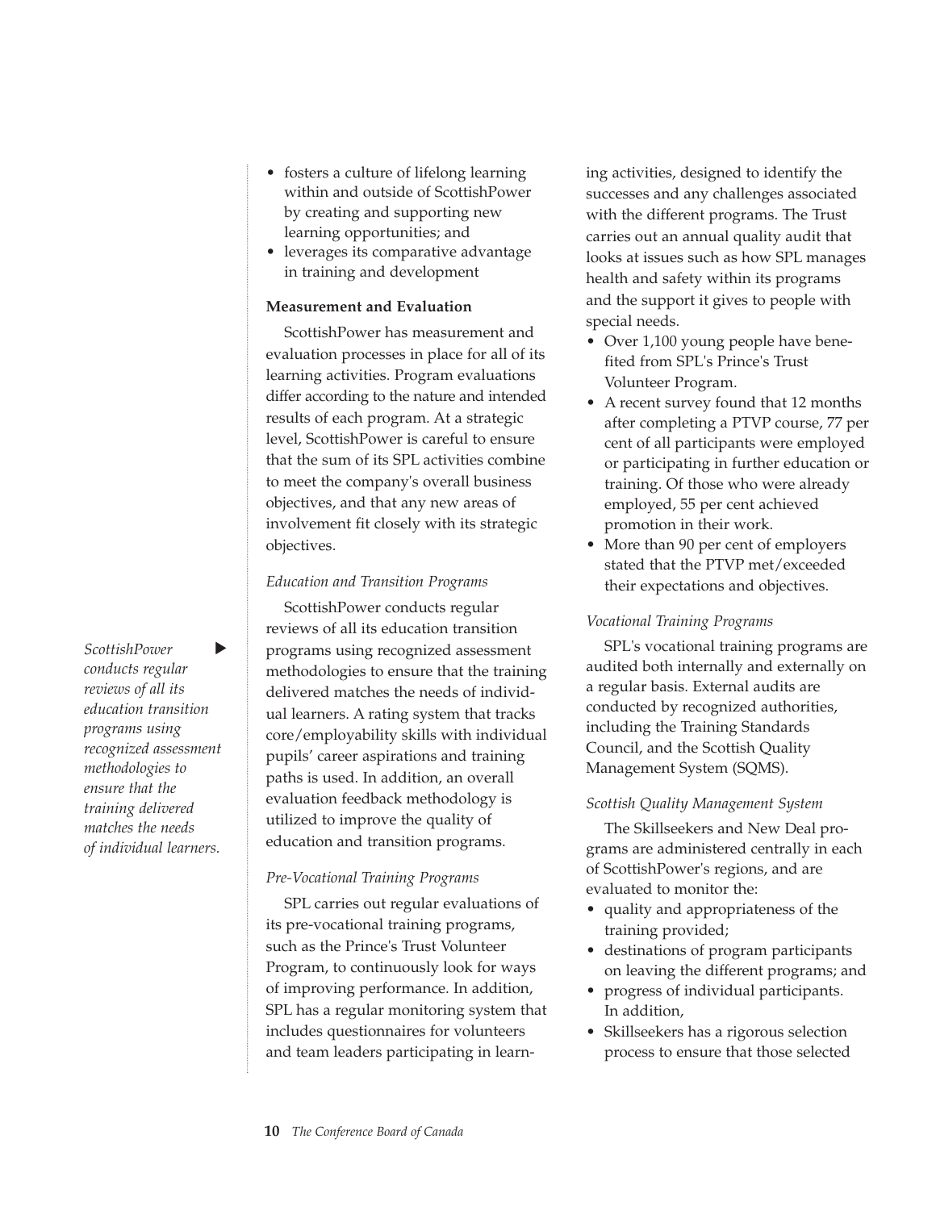- fosters a culture of lifelong learning within and outside of ScottishPower by creating and supporting new learning opportunities; and
- leverages its comparative advantage in training and development

**Measurement and Evaluation**

ScottishPower has measurement and evaluation processes in place for all of its learning activities. Program evaluations differ according to the nature and intended results of each program. At a strategic level, ScottishPower is careful to ensure that the sum of its SPL activities combine to meet the company's overall business objectives, and that any new areas of involvement fit closely with its strategic objectives.

*Education and Transition Programs*

ScottishPower conducts regular reviews of all its education transition programs using recognized assessment methodologies to ensure that the training delivered matches the needs of individual learners. A rating system that tracks core/employability skills with individual pupils' career aspirations and training paths is used. In addition, an overall evaluation feedback methodology is utilized to improve the quality of education and transition programs.

*ScottishPower conducts regular reviews of all its education transition programs using recognized assessment methodologies to ensure that the training delivered matches the needs of individual learners.*

*Pre-Vocational Training Programs*

SPL carries out regular evaluations of its pre-vocational training programs, such as the Prince's Trust Volunteer Program, to continuously look for ways of improving performance. In addition, SPL has a regular monitoring system that includes questionnaires for volunteers and team leaders participating in learning activities, designed to identify the successes and any challenges associated with the different programs. The Trust carries out an annual quality audit that looks at issues such as how SPL manages health and safety within its programs and the support it gives to people with special needs.

- Over 1,100 young people have benefited from SPL's Prince's Trust Volunteer Program.
- A recent survey found that 12 months after completing a PTVP course, 77 per cent of all participants were employed or participating in further education or training. Of those who were already employed, 55 per cent achieved promotion in their work.
- More than 90 per cent of employers stated that the PTVP met/exceeded their expectations and objectives.

*Vocational Training Programs*

SPL's vocational training programs are audited both internally and externally on a regular basis. External audits are conducted by recognized authorities, including the Training Standards Council, and the Scottish Quality Management System (SQMS).

*Scottish Quality Management System*

The Skillseekers and New Deal programs are administered centrally in each of ScottishPower's regions, and are evaluated to monitor the:

- quality and appropriateness of the training provided;
- destinations of program participants on leaving the different programs; and
- progress of individual participants.

In addition,

- Skillseekers has a rigorous selection process to ensure that those selected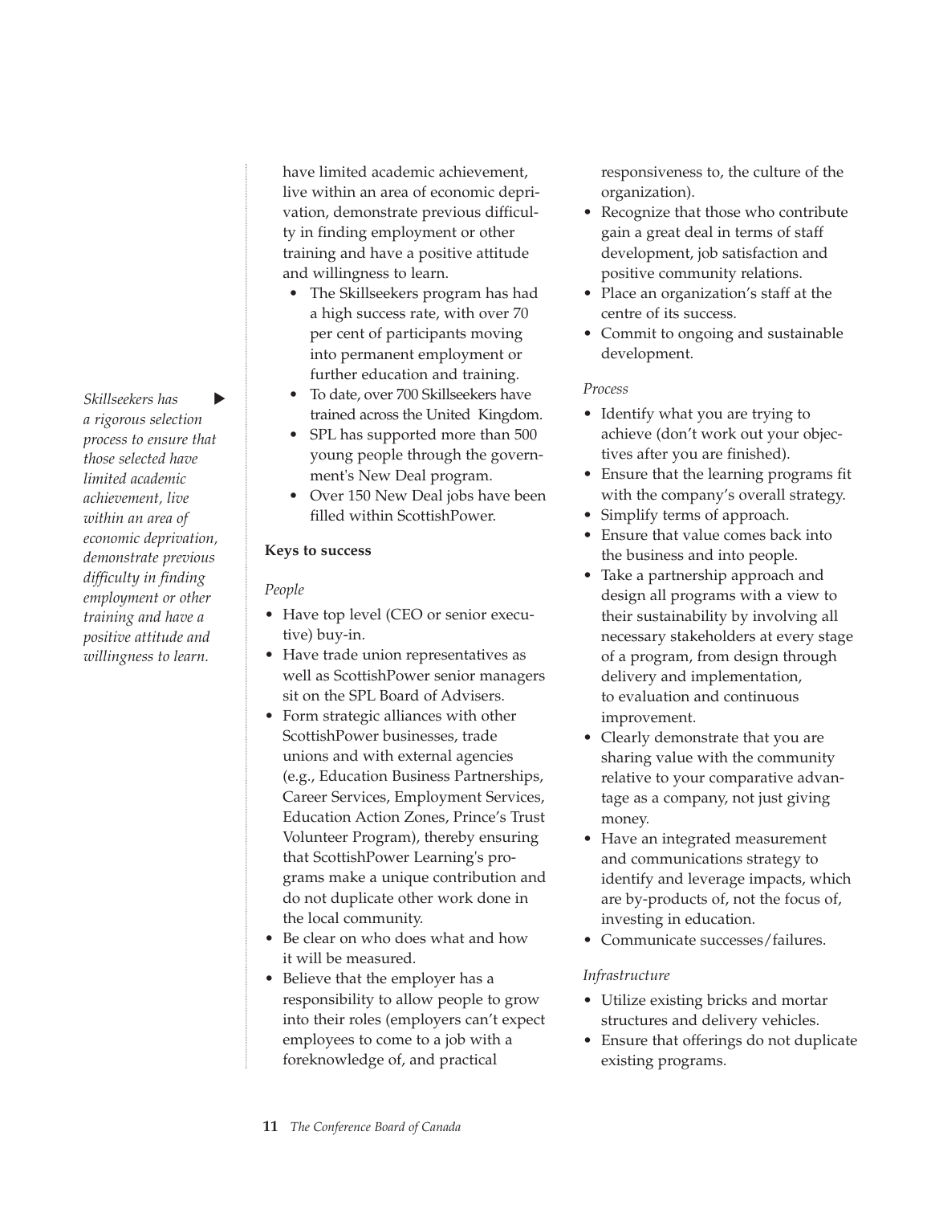have limited academic achievement, live within an area of economic deprivation, demonstrate previous difficulty in finding employment or other training and have a positive attitude and willingness to learn.

- The Skillseekers program has had a high success rate, with over 70 per cent of participants moving into permanent employment or further education and training.
- To date, over 700 Skillseekers have trained across the United Kingdom.
- SPL has supported more than 500 young people through the government's New Deal program.
- Over 150 New Deal jobs have been filled within ScottishPower.

*Skillseekers has a rigorous selection process to ensure that those selected have limited academic achievement, live within an area of economic deprivation, demonstrate previous difficulty in finding employment or other training and have a positive attitude and willingness to learn.*

**Keys to success**

*People*

- Have top level (CEO or senior executive) buy-in.
- Have trade union representatives as well as ScottishPower senior managers sit on the SPL Board of Advisers.
- Form strategic alliances with other ScottishPower businesses, trade unions and with external agencies (e.g., Education Business Partnerships, Career Services, Employment Services, Education Action Zones, Prince's Trust Volunteer Program), thereby ensuring that ScottishPower Learning's programs make a unique contribution and do not duplicate other work done in the local community.
- Be clear on who does what and how it will be measured.
- Believe that the employer has a responsibility to allow people to grow into their roles (employers can't expect employees to come to a job with a foreknowledge of, and practical responsiveness to, the culture of the organization).
- Recognize that those who contribute gain a great deal in terms of staff development, job satisfaction and positive community relations.
- Place an organization's staff at the centre of its success.
- Commit to ongoing and sustainable development.

*Process*

- Identify what you are trying to achieve (don't work out your objectives after you are finished).
- Ensure that the learning programs fit with the company's overall strategy.
- Simplify terms of approach.
- Ensure that value comes back into the business and into people.
- Take a partnership approach and design all programs with a view to their sustainability by involving all necessary stakeholders at every stage of a program, from design through delivery and implementation, to evaluation and continuous improvement.
- Clearly demonstrate that you are sharing value with the community relative to your comparative advantage as a company, not just giving money.
- Have an integrated measurement and communications strategy to identify and leverage impacts, which are by-products of, not the focus of, investing in education.
- Communicate successes/failures.

*Infrastructure*

- Utilize existing bricks and mortar structures and delivery vehicles.
- Ensure that offerings do not duplicate existing programs.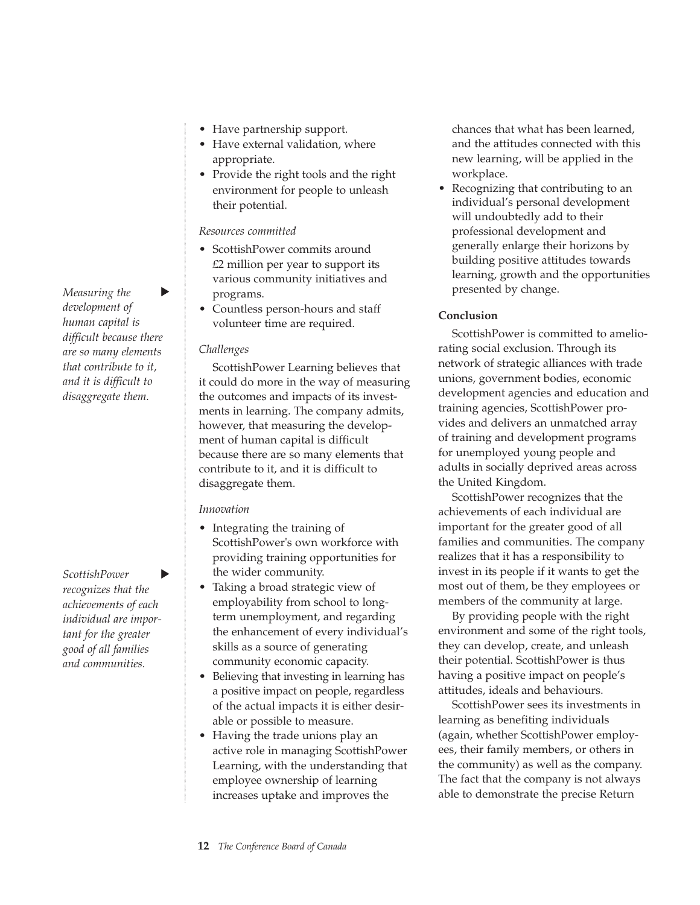- Have partnership support.
- Have external validation, where appropriate.
- Provide the right tools and the right environment for people to unleash their potential.

*Resources committed*

- ScottishPower commits around £2 million per year to support its various community initiatives and programs.
- Countless person-hours and staff volunteer time are required.

*Challenges*

ScottishPower Learning believes that it could do more in the way of measuring the outcomes and impacts of its investments in learning. The company admits, however, that measuring the development of human capital is difficult because there are so many elements that contribute to it, and it is difficult to disaggregate them.

*Measuring the development of human capital is difficult because there are so many elements that contribute to it, and it is difficult to disaggregate them.*

*Innovation*

- Integrating the training of ScottishPower's own workforce with providing training opportunities for the wider community.
- Taking a broad strategic view of employability from school to long-term unemployment, and regarding the enhancement of every individual's skills as a source of generating community economic capacity.
- Believing that investing in learning has a positive impact on people, regardless of the actual impacts it is either desirable or possible to measure.
- Having the trade unions play an active role in managing ScottishPower Learning, with the understanding that employee ownership of learning increases uptake and improves the chances that what has been learned, and the attitudes connected with this new learning, will be applied in the workplace.
- Recognizing that contributing to an individual's personal development will undoubtedly add to their professional development and generally enlarge their horizons by building positive attitudes towards learning, growth and the opportunities presented by change.

*ScottishPower recognizes that the achievements of each individual are important for the greater good of all families and communities.*

**Conclusion**

ScottishPower is committed to ameliorating social exclusion. Through its network of strategic alliances with trade unions, government bodies, economic development agencies and education and training agencies, ScottishPower provides and delivers an unmatched array of training and development programs for unemployed young people and adults in socially deprived areas across the United Kingdom.

ScottishPower recognizes that the achievements of each individual are important for the greater good of all families and communities. The company realizes that it has a responsibility to invest in its people if it wants to get the most out of them, be they employees or members of the community at large.

By providing people with the right environment and some of the right tools, they can develop, create, and unleash their potential. ScottishPower is thus having a positive impact on people's attitudes, ideals and behaviours.

ScottishPower sees its investments in learning as benefiting individuals (again, whether ScottishPower employees, their family members, or others in the community) as well as the company. The fact that the company is not always able to demonstrate the precise Return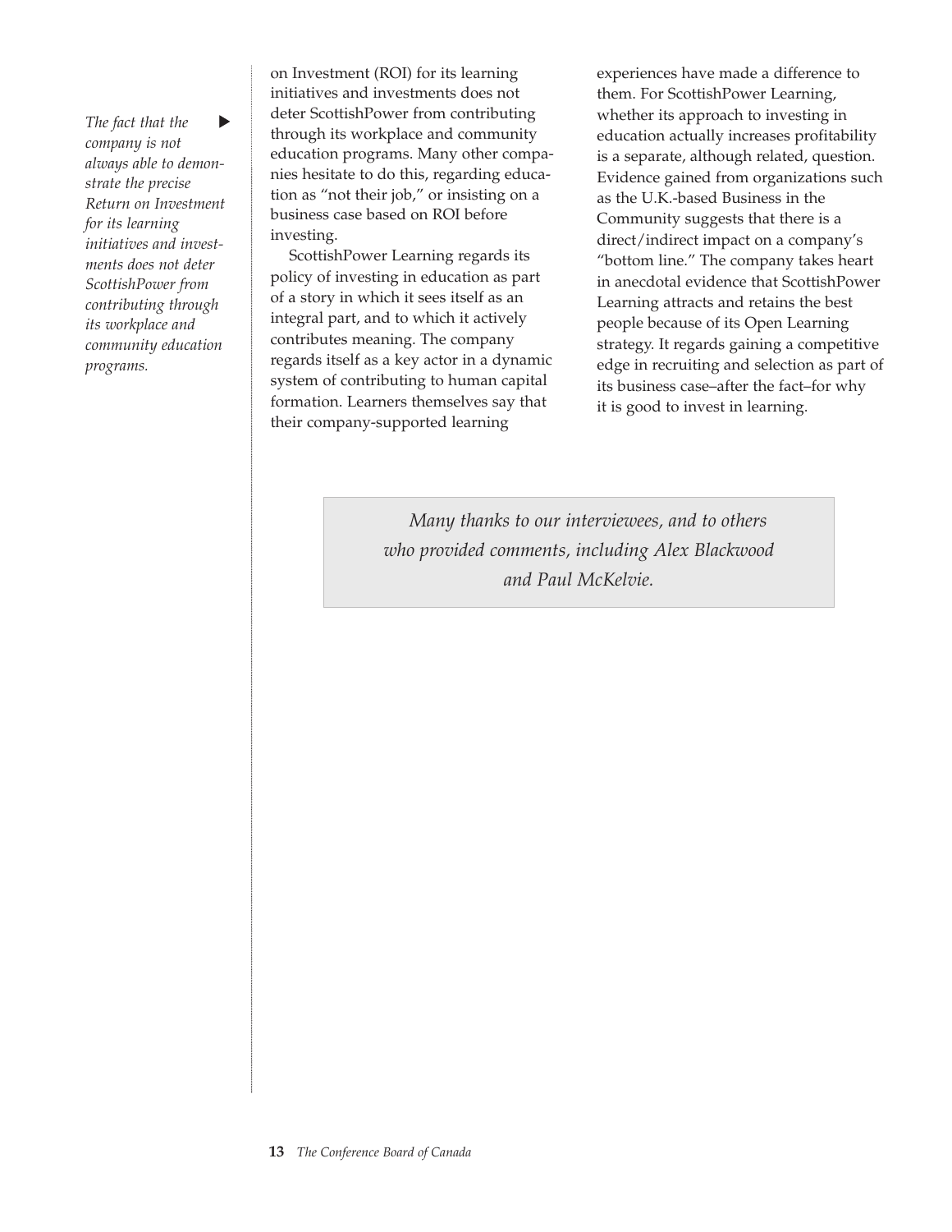*The fact that the company is not always able to demonstrate the precise Return on Investment for its learning initiatives and investments does not deter ScottishPower from contributing through its workplace and community education programs.*

on Investment (ROI) for its learning initiatives and investments does not deter ScottishPower from contributing through its workplace and community education programs. Many other companies hesitate to do this, regarding education as "not their job," or insisting on a business case based on ROI before investing.

ScottishPower Learning regards its policy of investing in education as part of a story in which it sees itself as an integral part, and to which it actively contributes meaning. The company regards itself as a key actor in a dynamic system of contributing to human capital formation. Learners themselves say that their company-supported learning experiences have made a difference to them. For ScottishPower Learning, whether its approach to investing in education actually increases profitability is a separate, although related, question. Evidence gained from organizations such as the U.K.-based Business in the Community suggests that there is a direct/indirect impact on a company's "bottom line." The company takes heart in anecdotal evidence that ScottishPower Learning attracts and retains the best people because of its Open Learning strategy. It regards gaining a competitive edge in recruiting and selection as part of its business case–after the fact–for why it is good to invest in learning.

*Many thanks to our interviewees, and to others who provided comments, including Alex Blackwood and Paul McKelvie.*